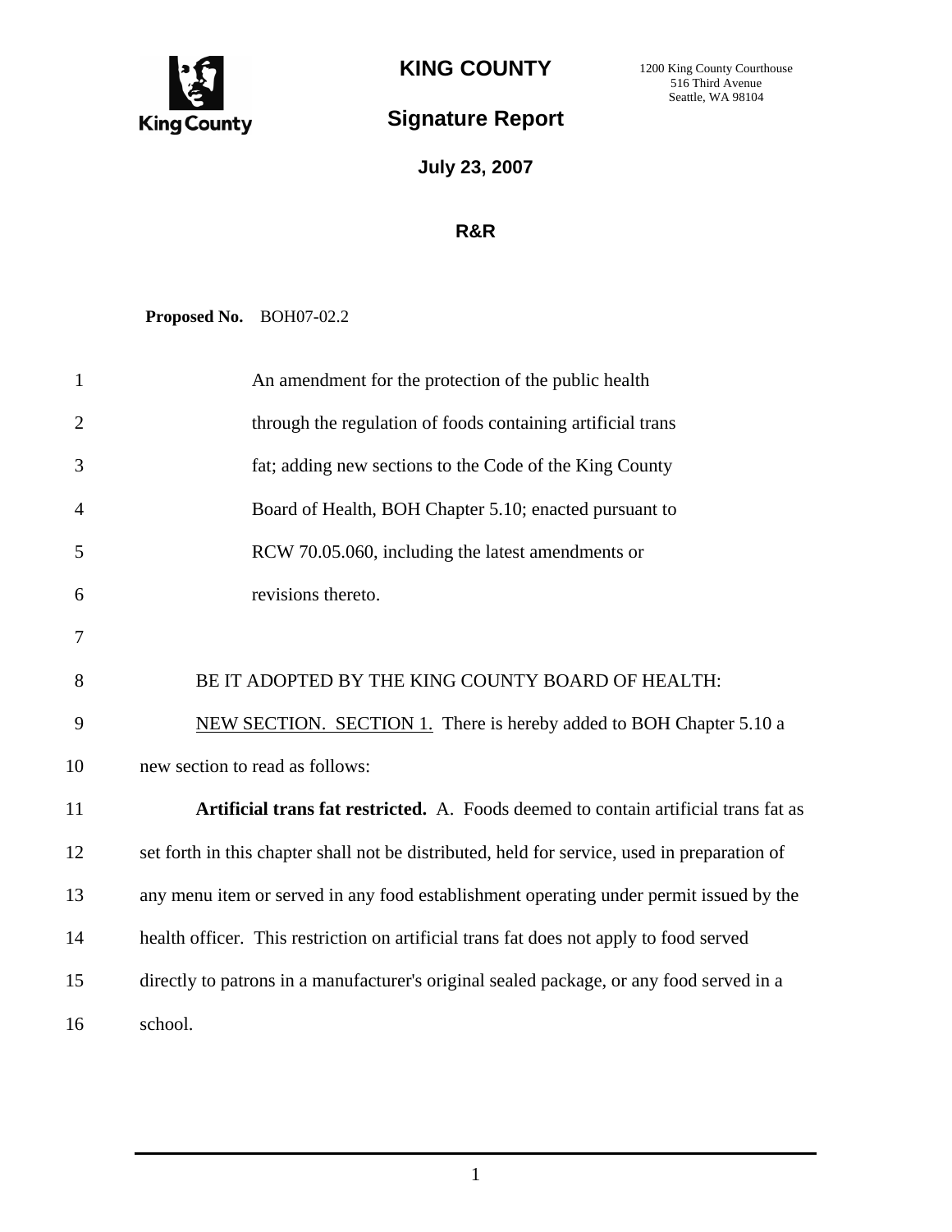# KING COUNTY

1200 King County Courthouse
516 Third Avenue
Seattle, WA 98104

## Signature Report

**July 23, 2007**

**R&R**

**Proposed No.** BOH07-02.2

An amendment for the protection of the public health through the regulation of foods containing artificial trans fat; adding new sections to the Code of the King County Board of Health, BOH Chapter 5.10; enacted pursuant to RCW 70.05.060, including the latest amendments or revisions thereto.

BE IT ADOPTED BY THE KING COUNTY BOARD OF HEALTH:

NEW SECTION. SECTION 1. There is hereby added to BOH Chapter 5.10 a new section to read as follows:

**Artificial trans fat restricted.** A. Foods deemed to contain artificial trans fat as set forth in this chapter shall not be distributed, held for service, used in preparation of any menu item or served in any food establishment operating under permit issued by the health officer. This restriction on artificial trans fat does not apply to food served directly to patrons in a manufacturer's original sealed package, or any food served in a school.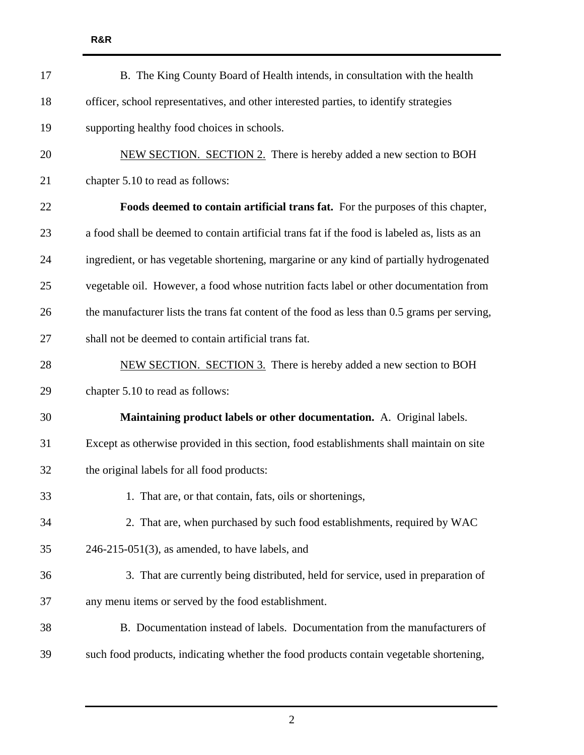B. The King County Board of Health intends, in consultation with the health officer, school representatives, and other interested parties, to identify strategies supporting healthy food choices in schools.

NEW SECTION. SECTION 2. There is hereby added a new section to BOH chapter 5.10 to read as follows:

**Foods deemed to contain artificial trans fat.** For the purposes of this chapter, a food shall be deemed to contain artificial trans fat if the food is labeled as, lists as an ingredient, or has vegetable shortening, margarine or any kind of partially hydrogenated vegetable oil. However, a food whose nutrition facts label or other documentation from the manufacturer lists the trans fat content of the food as less than 0.5 grams per serving, shall not be deemed to contain artificial trans fat.

NEW SECTION. SECTION 3. There is hereby added a new section to BOH chapter 5.10 to read as follows:

**Maintaining product labels or other documentation.** A. Original labels. Except as otherwise provided in this section, food establishments shall maintain on site the original labels for all food products:

1. That are, or that contain, fats, oils or shortenings,

2. That are, when purchased by such food establishments, required by WAC 246-215-051(3), as amended, to have labels, and

3. That are currently being distributed, held for service, used in preparation of any menu items or served by the food establishment.

B. Documentation instead of labels. Documentation from the manufacturers of such food products, indicating whether the food products contain vegetable shortening,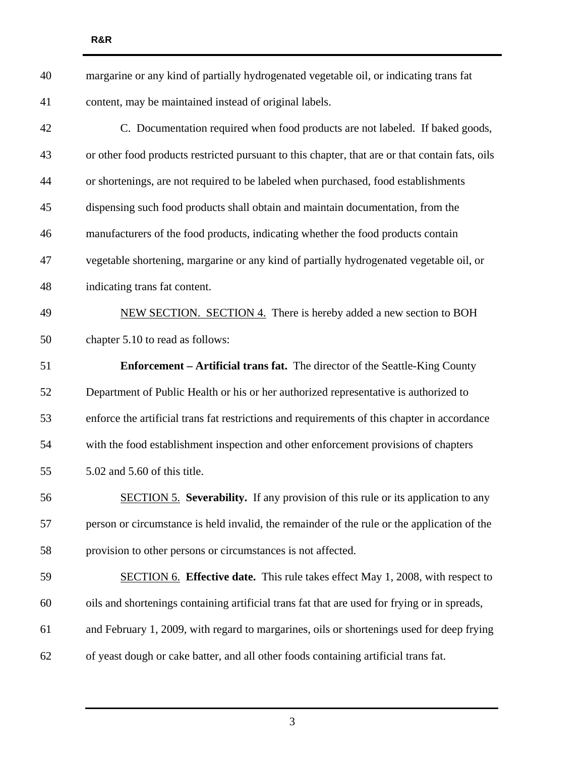margarine or any kind of partially hydrogenated vegetable oil, or indicating trans fat content, may be maintained instead of original labels.

C. Documentation required when food products are not labeled. If baked goods, or other food products restricted pursuant to this chapter, that are or that contain fats, oils or shortenings, are not required to be labeled when purchased, food establishments dispensing such food products shall obtain and maintain documentation, from the manufacturers of the food products, indicating whether the food products contain vegetable shortening, margarine or any kind of partially hydrogenated vegetable oil, or indicating trans fat content.

NEW SECTION. SECTION 4. There is hereby added a new section to BOH chapter 5.10 to read as follows:

**Enforcement – Artificial trans fat.** The director of the Seattle-King County Department of Public Health or his or her authorized representative is authorized to enforce the artificial trans fat restrictions and requirements of this chapter in accordance with the food establishment inspection and other enforcement provisions of chapters 5.02 and 5.60 of this title.

SECTION 5. **Severability.** If any provision of this rule or its application to any person or circumstance is held invalid, the remainder of the rule or the application of the provision to other persons or circumstances is not affected.

SECTION 6. **Effective date.** This rule takes effect May 1, 2008, with respect to oils and shortenings containing artificial trans fat that are used for frying or in spreads, and February 1, 2009, with regard to margarines, oils or shortenings used for deep frying of yeast dough or cake batter, and all other foods containing artificial trans fat.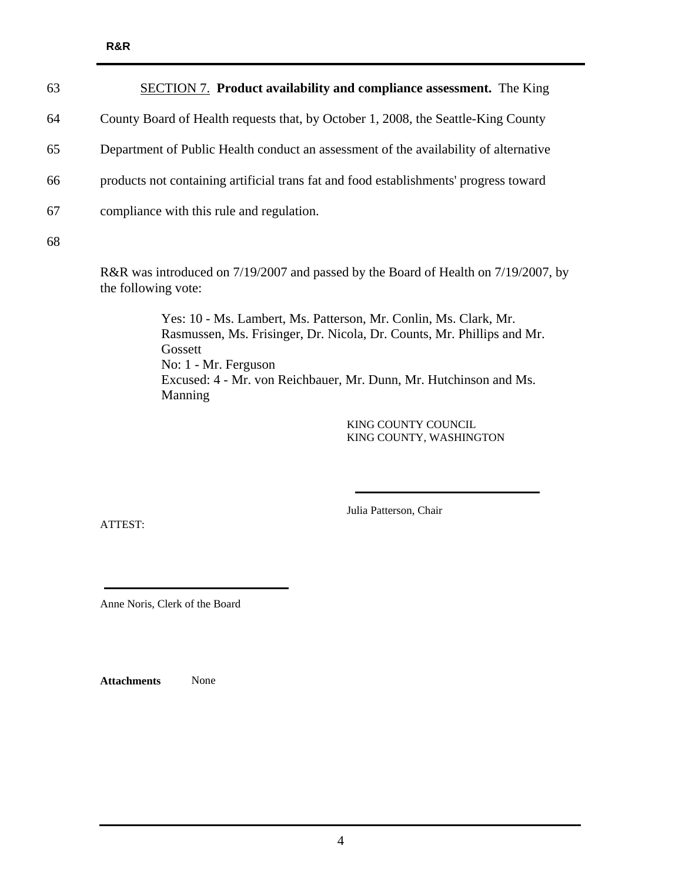SECTION 7. **Product availability and compliance assessment.** The King County Board of Health requests that, by October 1, 2008, the Seattle-King County Department of Public Health conduct an assessment of the availability of alternative products not containing artificial trans fat and food establishments' progress toward compliance with this rule and regulation.

R&R was introduced on 7/19/2007 and passed by the Board of Health on 7/19/2007, by the following vote:

Yes: 10 - Ms. Lambert, Ms. Patterson, Mr. Conlin, Ms. Clark, Mr. Rasmussen, Ms. Frisinger, Dr. Nicola, Dr. Counts, Mr. Phillips and Mr. Gossett
No: 1 - Mr. Ferguson
Excused: 4 - Mr. von Reichbauer, Mr. Dunn, Mr. Hutchinson and Ms. Manning

KING COUNTY COUNCIL
KING COUNTY, WASHINGTON

Julia Patterson, Chair

ATTEST:

Anne Noris, Clerk of the Board

**Attachments** None